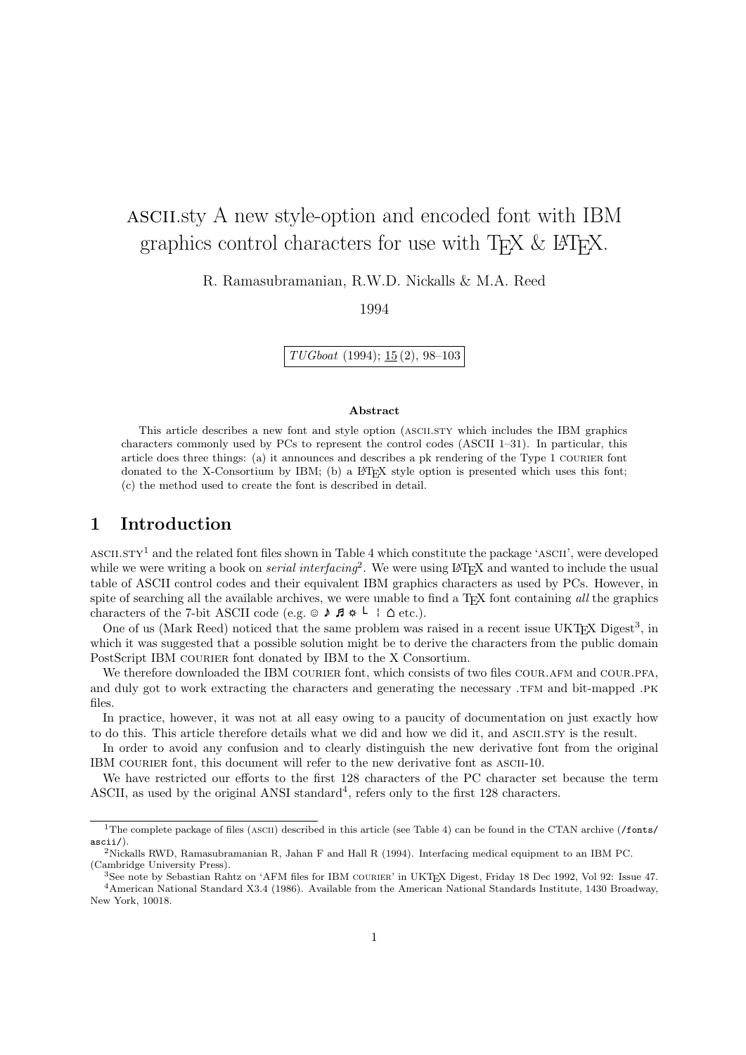# ASCII.sty A new style-option and encoded font with IBM graphics control characters for use with TEX & LATEX.

R. Ramasubramanian, R.W.D. Nickalls & M.A. Reed

1994

*TUGboat* (1994); 15 (2), 98–103

**Abstract**

This article describes a new font and style option (ASCII.STY which includes the IBM graphics characters commonly used by PCs to represent the control codes (ASCII 1–31). In particular, this article does three things: (a) it announces and describes a pk rendering of the Type 1 COURIER font donated to the X-Consortium by IBM; (b) a LATEX style option is presented which uses this font; (c) the method used to create the font is described in detail.

## 1 Introduction

ASCII.STY[1] and the related font files shown in Table 4 which constitute the package 'ASCII', were developed while we were writing a book on *serial interfacing*[2]. We were using LATEX and wanted to include the usual table of ASCII control codes and their equivalent IBM graphics characters as used by PCs. However, in spite of searching all the available archives, we were unable to find a TEX font containing *all* the graphics characters of the 7-bit ASCII code (e.g. ☺ ♪ ♫ ☼ └ ¦ ⌂ etc.).

One of us (Mark Reed) noticed that the same problem was raised in a recent issue UKTEX Digest[3], in which it was suggested that a possible solution might be to derive the characters from the public domain PostScript IBM COURIER font donated by IBM to the X Consortium.

We therefore downloaded the IBM COURIER font, which consists of two files COUR.AFM and COUR.PFA, and duly got to work extracting the characters and generating the necessary .TFM and bit-mapped .PK files.

In practice, however, it was not at all easy owing to a paucity of documentation on just exactly how to do this. This article therefore details what we did and how we did it, and ASCII.STY is the result.

In order to avoid any confusion and to clearly distinguish the new derivative font from the original IBM COURIER font, this document will refer to the new derivative font as ASCII-10.

We have restricted our efforts to the first 128 characters of the PC character set because the term ASCII, as used by the original ANSI standard[4], refers only to the first 128 characters.

---

[1] The complete package of files (ASCII) described in this article (see Table 4) can be found in the CTAN archive (`/fonts/ascii/`).

[2] Nickalls RWD, Ramasubramanian R, Jahan F and Hall R (1994). Interfacing medical equipment to an IBM PC. (Cambridge University Press).

[3] See note by Sebastian Rahtz on 'AFM files for IBM COURIER' in UKTEX Digest, Friday 18 Dec 1992, Vol 92: Issue 47.

[4] American National Standard X3.4 (1986). Available from the American National Standards Institute, 1430 Broadway, New York, 10018.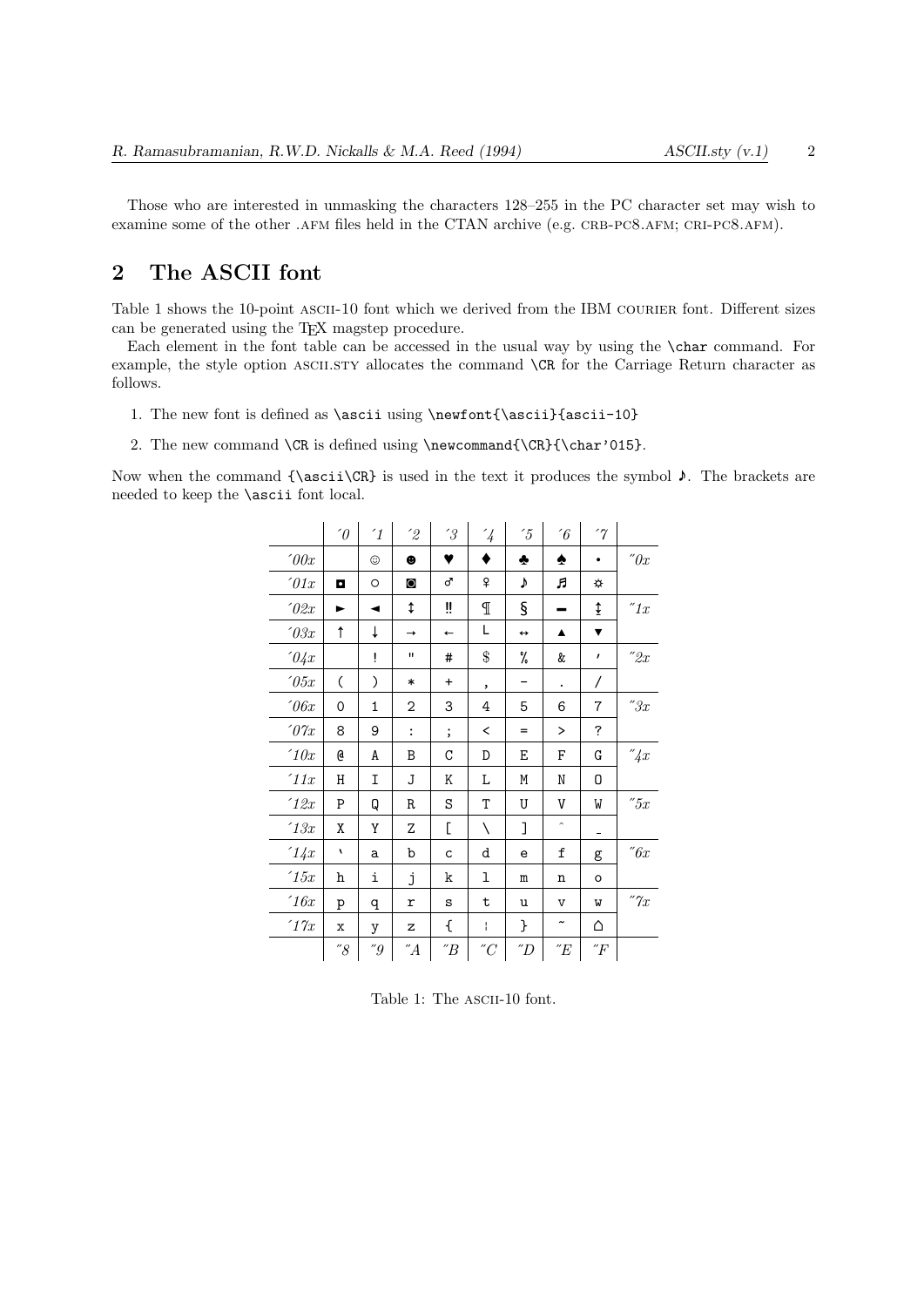Those who are interested in unmasking the characters 128–255 in the PC character set may wish to examine some of the other .AFM files held in the CTAN archive (e.g. CRB-PC8.AFM; CRI-PC8.AFM).

## 2 The ASCII font

Table 1 shows the 10-point ASCII-10 font which we derived from the IBM COURIER font. Different sizes can be generated using the TEX magstep procedure.

Each element in the font table can be accessed in the usual way by using the `\char` command. For example, the style option ASCII.STY allocates the command `\CR` for the Carriage Return character as follows.

1. The new font is defined as `\ascii` using `\newfont{\ascii}{ascii-10}`
2. The new command `\CR` is defined using `\newcommand{\CR}{\char'015}`.

Now when the command `{\ascii\CR}` is used in the text it produces the symbol ♪. The brackets are needed to keep the `\ascii` font local.

| | ´0 | ´1 | ´2 | ´3 | ´4 | ´5 | ´6 | ´7 | |
|---|---|---|---|---|---|---|---|---|---|
| ´00x | | ☺ | ☻ | ♥ | ♦ | ♣ | ♠ | • | ˝0x |
| ´01x | ◘ | ○ | ◙ | ♂ | ♀ | ♪ | ♫ | ☼ | |
| ´02x | ► | ◄ | ↕ | ‼ | ¶ | § | ▬ | ↨ | ˝1x |
| ´03x | ↑ | ↓ | → | ← | ∟ | ↔ | ▲ | ▼ | |
| ´04x | | ! | " | # | $ | % | & | ' | ˝2x |
| ´05x | ( | ) | * | + | , | - | . | / | |
| ´06x | 0 | 1 | 2 | 3 | 4 | 5 | 6 | 7 | ˝3x |
| ´07x | 8 | 9 | : | ; | < | = | > | ? | |
| ´10x | @ | A | B | C | D | E | F | G | ˝4x |
| ´11x | H | I | J | K | L | M | N | O | |
| ´12x | P | Q | R | S | T | U | V | W | ˝5x |
| ´13x | X | Y | Z | [ | \ | ] | ^ | _ | |
| ´14x | ` | a | b | c | d | e | f | g | ˝6x |
| ´15x | h | i | j | k | l | m | n | o | |
| ´16x | p | q | r | s | t | u | v | w | ˝7x |
| ´17x | x | y | z | { | ¦ | } | ~ | ⌂ | |
| | ˝8 | ˝9 | ˝A | ˝B | ˝C | ˝D | ˝E | ˝F | |

Table 1: The ASCII-10 font.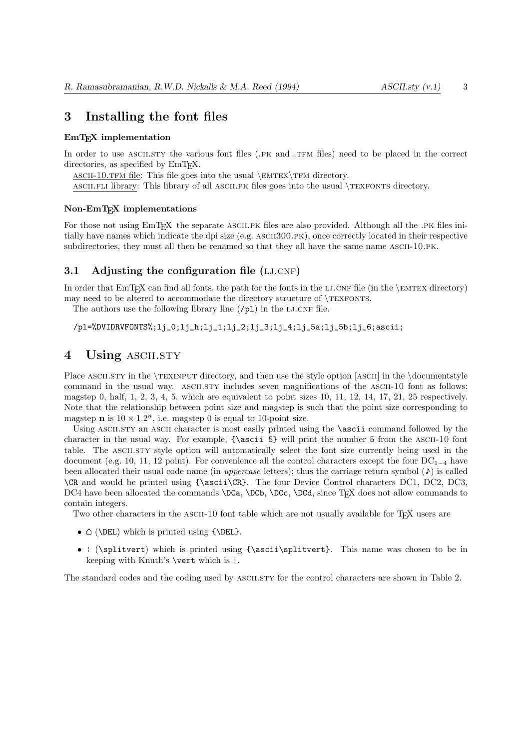# 3 Installing the font files

### EmTEX implementation

In order to use ASCII.STY the various font files (.PK and .TFM files) need to be placed in the correct directories, as specified by EmTEX.

ASCII-10.TFM file: This file goes into the usual \EMTEX\TFM directory.
ASCII.FLI library: This library of all ASCII.PK files goes into the usual \TEXFONTS directory.

### Non-EmTEX implementations

For those not using EmTEX the separate ASCII.PK files are also provided. Although all the .PK files initially have names which indicate the dpi size (e.g. ASCII300.PK), once correctly located in their respective subdirectories, they must all then be renamed so that they all have the same name ASCII-10.PK.

## 3.1 Adjusting the configuration file (LJ.CNF)

In order that EmTEX can find all fonts, the path for the fonts in the LJ.CNF file (in the \EMTEX directory) may need to be altered to accommodate the directory structure of \TEXFONTS.

The authors use the following library line (/pl) in the LJ.CNF file.

```
/pl=%DVIDRVFONTS%;lj_0;lj_h;lj_1;lj_2;lj_3;lj_4;lj_5a;lj_5b;lj_6;ascii;
```

# 4 Using ASCII.STY

Place ASCII.STY in the \TEXINPUT directory, and then use the style option [ASCII] in the \documentstyle command in the usual way. ASCII.STY includes seven magnifications of the ASCII-10 font as follows: magstep 0, half, 1, 2, 3, 4, 5, which are equivalent to point sizes 10, 11, 12, 14, 17, 21, 25 respectively. Note that the relationship between point size and magstep is such that the point size corresponding to magstep **n** is $10 \times 1.2^n$, i.e. magstep 0 is equal to 10-point size.

Using ASCII.STY an ASCII character is most easily printed using the `\ascii` command followed by the character in the usual way. For example, `{\ascii 5}` will print the number 5 from the ASCII-10 font table. The ASCII.STY style option will automatically select the font size currently being used in the document (e.g. 10, 11, 12 point). For convenience all the control characters except the four $\mathrm{DC}_{1-4}$ have been allocated their usual code name (in *uppercase* letters); thus the carriage return symbol (♪) is called `\CR` and would be printed using `{\ascii\CR}`. The four Device Control characters DC1, DC2, DC3, DC4 have been allocated the commands `\DCa`, `\DCb`, `\DCc`, `\DCd`, since TEX does not allow commands to contain integers.

Two other characters in the ASCII-10 font table which are not usually available for TEX users are

- ⌂ (`\DEL`) which is printed using `{\DEL}`.
- ¦ (`\splitvert`) which is printed using `{\ascii\splitvert}`. This name was chosen to be in keeping with Knuth's `\vert` which is |.

The standard codes and the coding used by ASCII.STY for the control characters are shown in Table 2.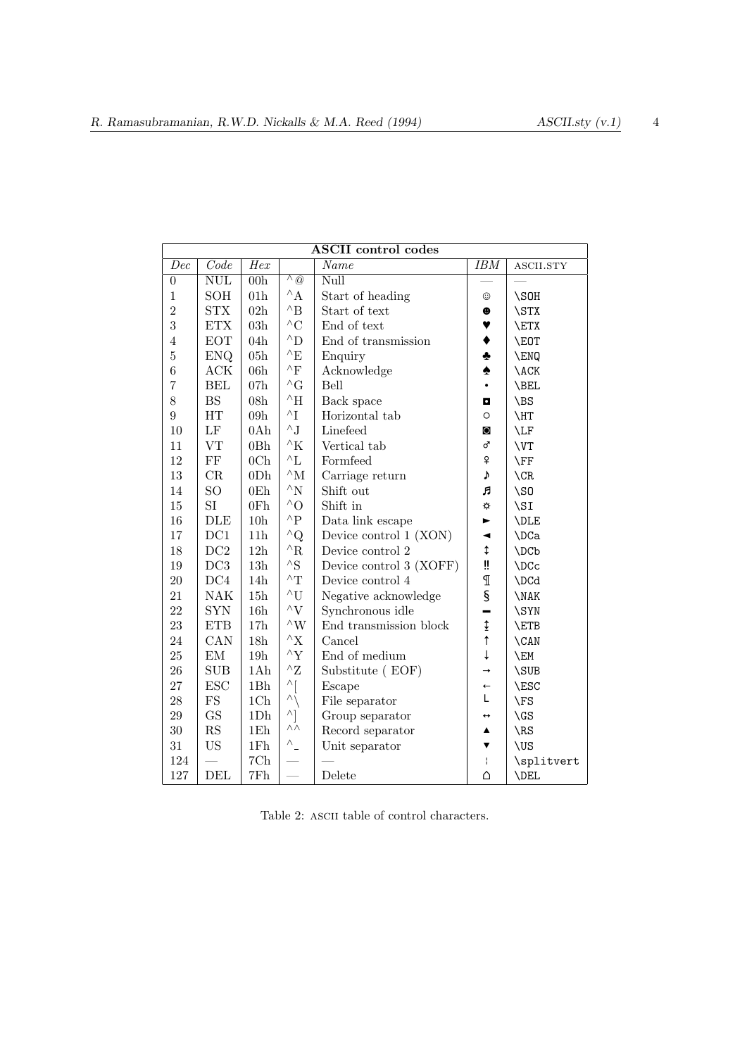| **ASCII control codes** | | | | | | |
|---|---|---|---|---|---|---|
| *Dec* | *Code* | *Hex* | | *Name* | *IBM* | ASCII.STY |
| 0 | NUL | 00h | ^@ | Null | — | — |
| 1 | SOH | 01h | ^A | Start of heading | ☺ | \SOH |
| 2 | STX | 02h | ^B | Start of text | ☻ | \STX |
| 3 | ETX | 03h | ^C | End of text | ♥ | \ETX |
| 4 | EOT | 04h | ^D | End of transmission | ♦ | \EOT |
| 5 | ENQ | 05h | ^E | Enquiry | ♣ | \ENQ |
| 6 | ACK | 06h | ^F | Acknowledge | ♠ | \ACK |
| 7 | BEL | 07h | ^G | Bell | • | \BEL |
| 8 | BS | 08h | ^H | Back space | ◘ | \BS |
| 9 | HT | 09h | ^I | Horizontal tab | ○ | \HT |
| 10 | LF | 0Ah | ^J | Linefeed | ◙ | \LF |
| 11 | VT | 0Bh | ^K | Vertical tab | ♂ | \VT |
| 12 | FF | 0Ch | ^L | Formfeed | ♀ | \FF |
| 13 | CR | 0Dh | ^M | Carriage return | ♪ | \CR |
| 14 | SO | 0Eh | ^N | Shift out | ♫ | \SO |
| 15 | SI | 0Fh | ^O | Shift in | ☼ | \SI |
| 16 | DLE | 10h | ^P | Data link escape | ► | \DLE |
| 17 | DC1 | 11h | ^Q | Device control 1 (XON) | ◄ | \DCa |
| 18 | DC2 | 12h | ^R | Device control 2 | ↕ | \DCb |
| 19 | DC3 | 13h | ^S | Device control 3 (XOFF) | ‼ | \DCc |
| 20 | DC4 | 14h | ^T | Device control 4 | ¶ | \DCd |
| 21 | NAK | 15h | ^U | Negative acknowledge | § | \NAK |
| 22 | SYN | 16h | ^V | Synchronous idle | ▬ | \SYN |
| 23 | ETB | 17h | ^W | End transmission block | ↨ | \ETB |
| 24 | CAN | 18h | ^X | Cancel | ↑ | \CAN |
| 25 | EM | 19h | ^Y | End of medium | ↓ | \EM |
| 26 | SUB | 1Ah | ^Z | Substitute ( EOF) | → | \SUB |
| 27 | ESC | 1Bh | ^[ | Escape | ← | \ESC |
| 28 | FS | 1Ch | ^\ | File separator | ∟ | \FS |
| 29 | GS | 1Dh | ^] | Group separator | ↔ | \GS |
| 30 | RS | 1Eh | ^^ | Record separator | ▲ | \RS |
| 31 | US | 1Fh | ^_ | Unit separator | ▼ | \US |
| 124 | — | 7Ch | — | — | ¦ | \splitvert |
| 127 | DEL | 7Fh | — | Delete | ⌂ | \DEL |

Table 2: ASCII table of control characters.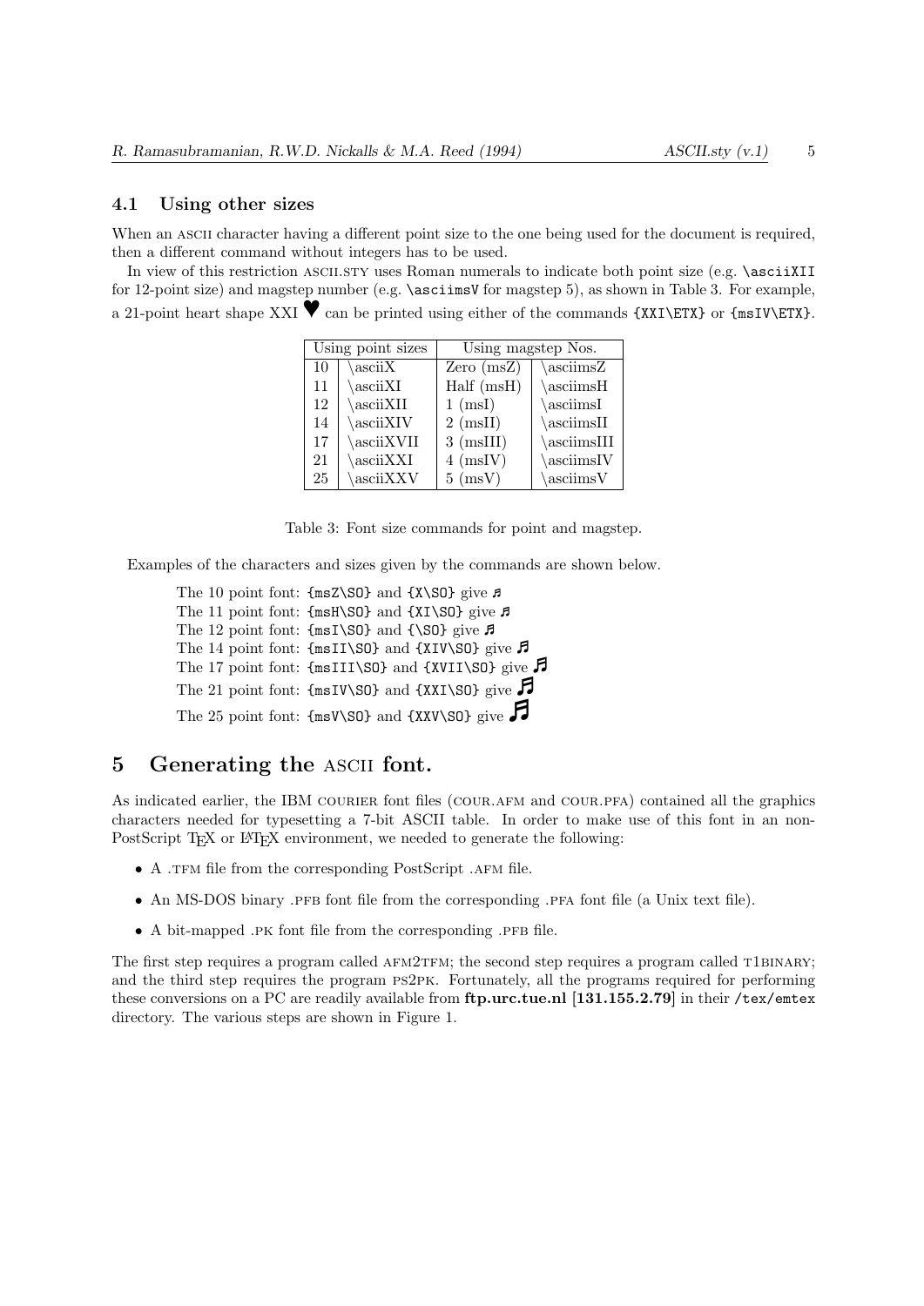### 4.1 Using other sizes

When an ASCII character having a different point size to the one being used for the document is required, then a different command without integers has to be used.

In view of this restriction ASCII.STY uses Roman numerals to indicate both point size (e.g. `\asciiXII` for 12-point size) and magstep number (e.g. `\asciimsV` for magstep 5), as shown in Table 3. For example, a 21-point heart shape XXI ♥ can be printed using either of the commands `{XXI\ETX}` or `{msIV\ETX}`.

| Using point sizes | | Using magstep Nos. | |
|---|---|---|---|
| 10 | \asciiX | Zero (msZ) | \asciimsZ |
| 11 | \asciiXI | Half (msH) | \asciimsH |
| 12 | \asciiXII | 1 (msI) | \asciimsI |
| 14 | \asciiXIV | 2 (msII) | \asciimsII |
| 17 | \asciiXVII | 3 (msIII) | \asciimsIII |
| 21 | \asciiXXI | 4 (msIV) | \asciimsIV |
| 25 | \asciiXXV | 5 (msV) | \asciimsV |

Table 3: Font size commands for point and magstep.

Examples of the characters and sizes given by the commands are shown below.

The 10 point font: `{msZ\SO}` and `{X\SO}` give ♬
The 11 point font: `{msH\SO}` and `{XI\SO}` give ♬
The 12 point font: `{msI\SO}` and `{\SO}` give ♬
The 14 point font: `{msII\SO}` and `{XIV\SO}` give ♬
The 17 point font: `{msIII\SO}` and `{XVII\SO}` give ♬
The 21 point font: `{msIV\SO}` and `{XXI\SO}` give ♬
The 25 point font: `{msV\SO}` and `{XXV\SO}` give ♬

## 5 Generating the ASCII font.

As indicated earlier, the IBM COURIER font files (COUR.AFM and COUR.PFA) contained all the graphics characters needed for typesetting a 7-bit ASCII table. In order to make use of this font in an non-PostScript TEX or LATEX environment, we needed to generate the following:

- A .TFM file from the corresponding PostScript .AFM file.
- An MS-DOS binary .PFB font file from the corresponding .PFA font file (a Unix text file).
- A bit-mapped .PK font file from the corresponding .PFB file.

The first step requires a program called AFM2TFM; the second step requires a program called T1BINARY; and the third step requires the program PS2PK. Fortunately, all the programs required for performing these conversions on a PC are readily available from **ftp.urc.tue.nl [131.155.2.79]** in their `/tex/emtex` directory. The various steps are shown in Figure 1.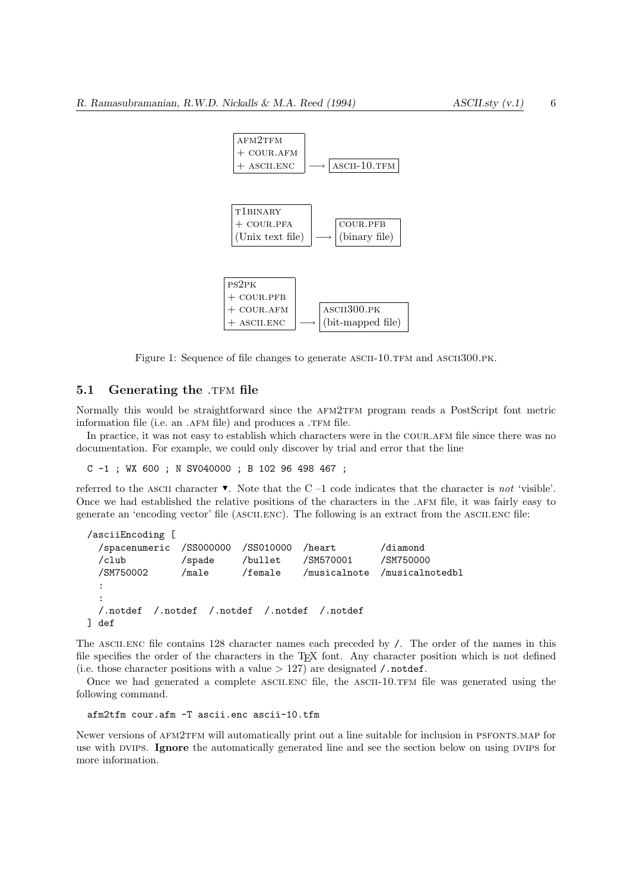| AFM2TFM<br>+ COUR.AFM<br>+ ASCII.ENC | ⟶ | ASCII-10.TFM |
|---|---|---|

| T1BINARY<br>+ COUR.PFA<br>(Unix text file) | ⟶ | COUR.PFB<br>(binary file) |
|---|---|---|

| PS2PK<br>+ COUR.PFB<br>+ COUR.AFM<br>+ ASCII.ENC | ⟶ | ASCII300.PK<br>(bit-mapped file) |
|---|---|---|

Figure 1: Sequence of file changes to generate ASCII-10.TFM and ASCII300.PK.

### 5.1 Generating the .TFM file

Normally this would be straightforward since the AFM2TFM program reads a PostScript font metric information file (i.e. an .AFM file) and produces a .TFM file.

In practice, it was not easy to establish which characters were in the COUR.AFM file since there was no documentation. For example, we could only discover by trial and error that the line

```
C -1 ; WX 600 ; N SV040000 ; B 102 96 498 467 ;
```

referred to the ASCII character ▾. Note that the C –1 code indicates that the character is *not* 'visible'. Once we had established the relative positions of the characters in the .AFM file, it was fairly easy to generate an 'encoding vector' file (ASCII.ENC). The following is an extract from the ASCII.ENC file:

```
/asciiEncoding [
  /spacenumeric  /SS000000  /SS010000  /heart        /diamond
  /club          /spade     /bullet    /SM570001     /SM750000
  /SM750002      /male      /female    /musicalnote  /musicalnotedbl
  :
  :
  /.notdef  /.notdef  /.notdef  /.notdef  /.notdef
] def
```

The ASCII.ENC file contains 128 character names each preceded by /. The order of the names in this file specifies the order of the characters in the TEX font. Any character position which is not defined (i.e. those character positions with a value > 127) are designated /.notdef.

Once we had generated a complete ASCII.ENC file, the ASCII-10.TFM file was generated using the following command.

```
afm2tfm cour.afm -T ascii.enc ascii-10.tfm
```

Newer versions of AFM2TFM will automatically print out a line suitable for inclusion in PSFONTS.MAP for use with DVIPS. **Ignore** the automatically generated line and see the section below on using DVIPS for more information.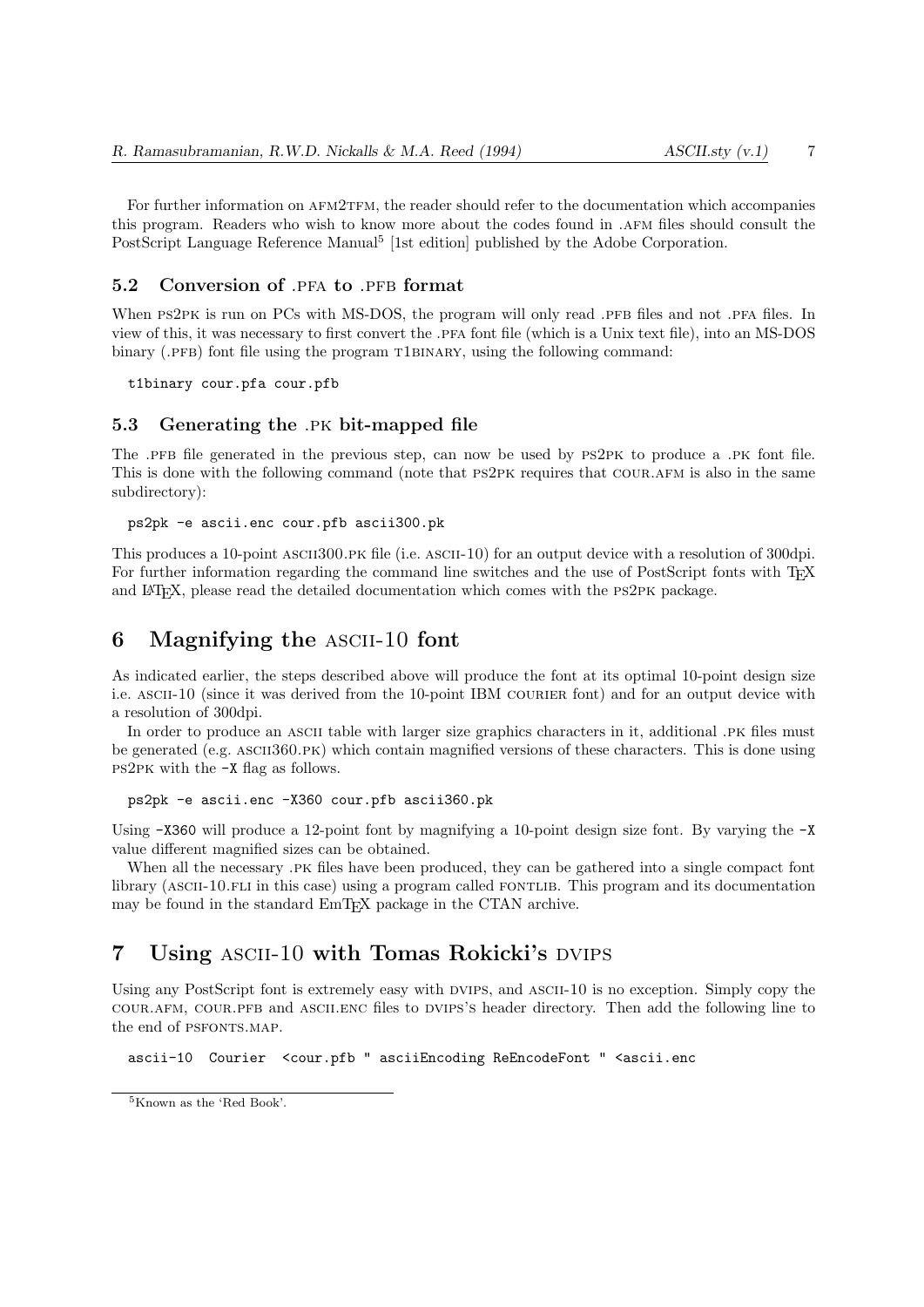For further information on AFM2TFM, the reader should refer to the documentation which accompanies this program. Readers who wish to know more about the codes found in .AFM files should consult the PostScript Language Reference Manual[5] [1st edition] published by the Adobe Corporation.

### 5.2 Conversion of .PFA to .PFB format

When PS2PK is run on PCs with MS-DOS, the program will only read .PFB files and not .PFA files. In view of this, it was necessary to first convert the .PFA font file (which is a Unix text file), into an MS-DOS binary (.PFB) font file using the program T1BINARY, using the following command:

```
t1binary cour.pfa cour.pfb
```

### 5.3 Generating the .PK bit-mapped file

The .PFB file generated in the previous step, can now be used by PS2PK to produce a .PK font file. This is done with the following command (note that PS2PK requires that COUR.AFM is also in the same subdirectory):

```
ps2pk -e ascii.enc cour.pfb ascii300.pk
```

This produces a 10-point ASCII300.PK file (i.e. ASCII-10) for an output device with a resolution of 300dpi. For further information regarding the command line switches and the use of PostScript fonts with TEX and LATEX, please read the detailed documentation which comes with the PS2PK package.

## 6 Magnifying the ASCII-10 font

As indicated earlier, the steps described above will produce the font at its optimal 10-point design size i.e. ASCII-10 (since it was derived from the 10-point IBM COURIER font) and for an output device with a resolution of 300dpi.

In order to produce an ASCII table with larger size graphics characters in it, additional .PK files must be generated (e.g. ASCII360.PK) which contain magnified versions of these characters. This is done using PS2PK with the `-X` flag as follows.

```
ps2pk -e ascii.enc -X360 cour.pfb ascii360.pk
```

Using `-X360` will produce a 12-point font by magnifying a 10-point design size font. By varying the `-X` value different magnified sizes can be obtained.

When all the necessary .PK files have been produced, they can be gathered into a single compact font library (ASCII-10.FLI in this case) using a program called FONTLIB. This program and its documentation may be found in the standard EmTEX package in the CTAN archive.

## 7 Using ASCII-10 with Tomas Rokicki's DVIPS

Using any PostScript font is extremely easy with DVIPS, and ASCII-10 is no exception. Simply copy the COUR.AFM, COUR.PFB and ASCII.ENC files to DVIPS's header directory. Then add the following line to the end of PSFONTS.MAP.

```
ascii-10  Courier  <cour.pfb " asciiEncoding ReEncodeFont " <ascii.enc
```

---

[5] Known as the 'Red Book'.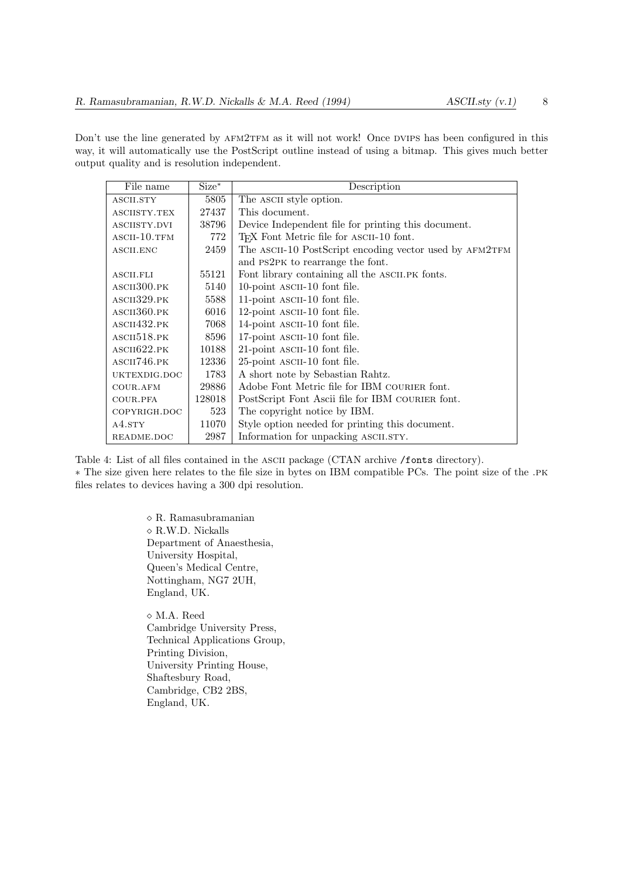Don't use the line generated by AFM2TFM as it will not work! Once DVIPS has been configured in this way, it will automatically use the PostScript outline instead of using a bitmap. This gives much better output quality and is resolution independent.

| File name | Size* | Description |
|---|---|---|
| ASCII.STY | 5805 | The ASCII style option. |
| ASCIISTY.TEX | 27437 | This document. |
| ASCIISTY.DVI | 38796 | Device Independent file for printing this document. |
| ASCII-10.TFM | 772 | TEX Font Metric file for ASCII-10 font. |
| ASCII.ENC | 2459 | The ASCII-10 PostScript encoding vector used by AFM2TFM and PS2PK to rearrange the font. |
| ASCII.FLI | 55121 | Font library containing all the ASCII.PK fonts. |
| ASCII300.PK | 5140 | 10-point ASCII-10 font file. |
| ASCII329.PK | 5588 | 11-point ASCII-10 font file. |
| ASCII360.PK | 6016 | 12-point ASCII-10 font file. |
| ASCII432.PK | 7068 | 14-point ASCII-10 font file. |
| ASCII518.PK | 8596 | 17-point ASCII-10 font file. |
| ASCII622.PK | 10188 | 21-point ASCII-10 font file. |
| ASCII746.PK | 12336 | 25-point ASCII-10 font file. |
| UKTEXDIG.DOC | 1783 | A short note by Sebastian Rahtz. |
| COUR.AFM | 29886 | Adobe Font Metric file for IBM COURIER font. |
| COUR.PFA | 128018 | PostScript Font Ascii file for IBM COURIER font. |
| COPYRIGH.DOC | 523 | The copyright notice by IBM. |
| A4.STY | 11070 | Style option needed for printing this document. |
| README.DOC | 2987 | Information for unpacking ASCII.STY. |

Table 4: List of all files contained in the ASCII package (CTAN archive `/fonts` directory).
* The size given here relates to the file size in bytes on IBM compatible PCs. The point size of the .PK files relates to devices having a 300 dpi resolution.

◇ R. Ramasubramanian
◇ R.W.D. Nickalls
Department of Anaesthesia,
University Hospital,
Queen's Medical Centre,
Nottingham, NG7 2UH,
England, UK.

◇ M.A. Reed
Cambridge University Press,
Technical Applications Group,
Printing Division,
University Printing House,
Shaftesbury Road,
Cambridge, CB2 2BS,
England, UK.